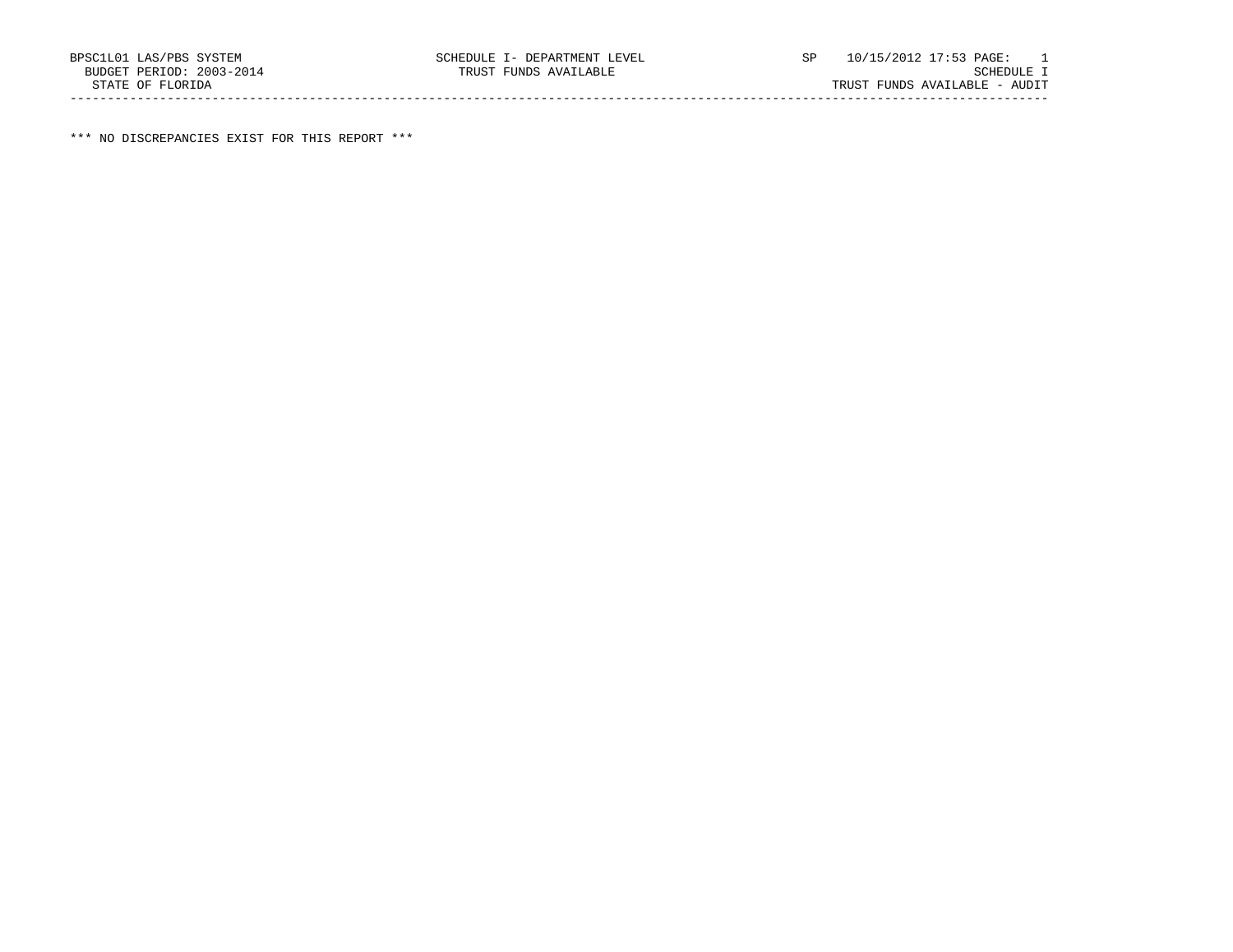BPSC1L01 LAS/PBS SYSTEM SCHEDULE I- DEPARTMENT LEVEL SP 10/15/2012 17:53 PAGE: 1
BUDGET PERIOD: 2003-2014 TRUST FUNDS AVAILABLE SCHEDULE I
STATE OF FLORIDA TRUST FUNDS AVAILABLE - AUDIT

---

*** NO DISCREPANCIES EXIST FOR THIS REPORT ***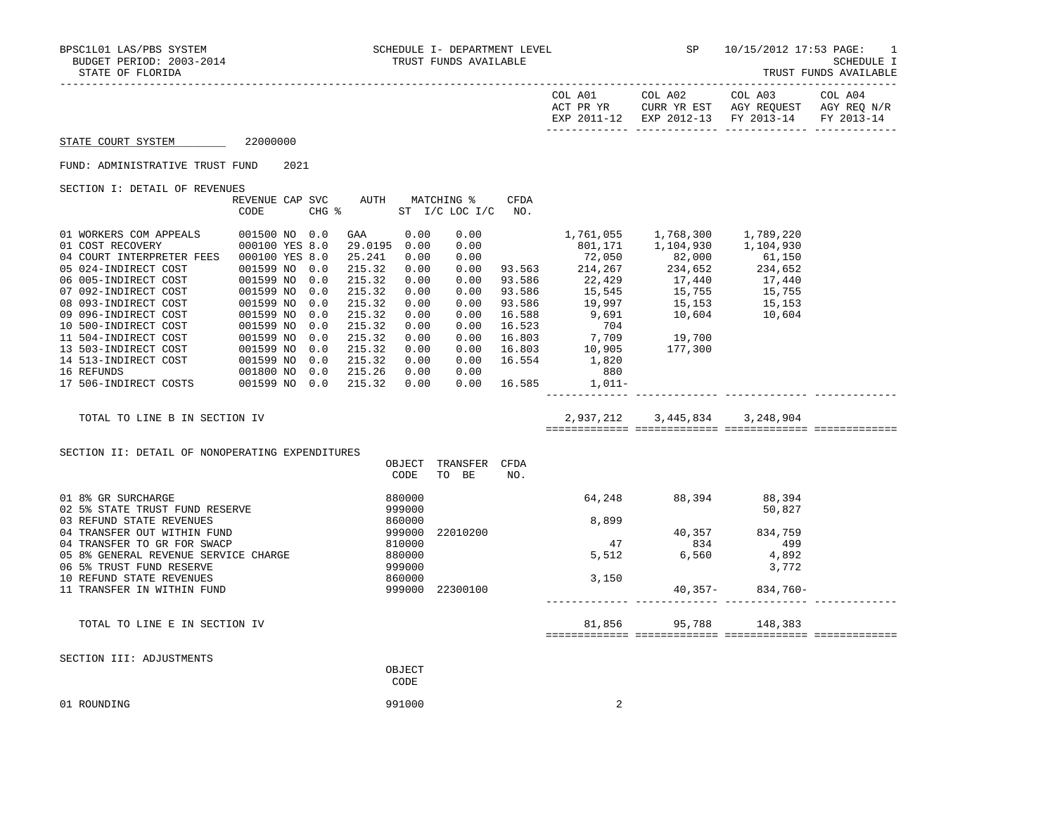BPSC1L01 LAS/PBS SYSTEM — SCHEDULE I- DEPARTMENT LEVEL — TRUST FUNDS AVAILABLE — SP 10/15/2012 17:53 PAGE: 1

BUDGET PERIOD: 2003-2014 — SCHEDULE I

STATE OF FLORIDA — TRUST FUNDS AVAILABLE

**STATE COURT SYSTEM** 22000000

FUND: ADMINISTRATIVE TRUST FUND 2021

## SECTION I: DETAIL OF REVENUES

| | REVENUE CODE | CAP SVC | CHG % | AUTH ST | MATCHING % I/C | LOC I/C | CFDA NO. | COL A01 ACT PR YR EXP 2011-12 | COL A02 CURR YR EST EXP 2012-13 | COL A03 AGY REQUEST FY 2013-14 | COL A04 AGY REQ N/R FY 2013-14 |
|---|---|---|---|---|---|---|---|---|---|---|---|
| 01 WORKERS COM APPEALS | 001500 | NO | 0.0 | GAA | 0.00 | 0.00 | | 1,761,055 | 1,768,300 | 1,789,220 | |
| 01 COST RECOVERY | 000100 | YES | 8.0 | 29.0195 | 0.00 | 0.00 | | 801,171 | 1,104,930 | 1,104,930 | |
| 04 COURT INTERPRETER FEES | 000100 | YES | 8.0 | 25.241 | 0.00 | 0.00 | | 72,050 | 82,000 | 61,150 | |
| 05 024-INDIRECT COST | 001599 | NO | 0.0 | 215.32 | 0.00 | 0.00 | 93.563 | 214,267 | 234,652 | 234,652 | |
| 06 005-INDIRECT COST | 001599 | NO | 0.0 | 215.32 | 0.00 | 0.00 | 93.586 | 22,429 | 17,440 | 17,440 | |
| 07 092-INDIRECT COST | 001599 | NO | 0.0 | 215.32 | 0.00 | 0.00 | 93.586 | 15,545 | 15,755 | 15,755 | |
| 08 093-INDIRECT COST | 001599 | NO | 0.0 | 215.32 | 0.00 | 0.00 | 93.586 | 19,997 | 15,153 | 15,153 | |
| 09 096-INDIRECT COST | 001599 | NO | 0.0 | 215.32 | 0.00 | 0.00 | 16.588 | 9,691 | 10,604 | 10,604 | |
| 10 500-INDIRECT COST | 001599 | NO | 0.0 | 215.32 | 0.00 | 0.00 | 16.523 | 704 | | | |
| 11 504-INDIRECT COST | 001599 | NO | 0.0 | 215.32 | 0.00 | 0.00 | 16.803 | 7,709 | 19,700 | | |
| 13 503-INDIRECT COST | 001599 | NO | 0.0 | 215.32 | 0.00 | 0.00 | 16.803 | 10,905 | 177,300 | | |
| 14 513-INDIRECT COST | 001599 | NO | 0.0 | 215.32 | 0.00 | 0.00 | 16.554 | 1,820 | | | |
| 16 REFUNDS | 001800 | NO | 0.0 | 215.26 | 0.00 | 0.00 | | 880 | | | |
| 17 506-INDIRECT COSTS | 001599 | NO | 0.0 | 215.32 | 0.00 | 0.00 | 16.585 | 1,011- | | | |
| TOTAL TO LINE B IN SECTION IV | | | | | | | | 2,937,212 | 3,445,834 | 3,248,904 | |

## SECTION II: DETAIL OF NONOPERATING EXPENDITURES

| | OBJECT CODE | TRANSFER TO BE | CFDA NO. | COL A01 | COL A02 | COL A03 | COL A04 |
|---|---|---|---|---|---|---|---|
| 01 8% GR SURCHARGE | 880000 | | | 64,248 | 88,394 | 88,394 | |
| 02 5% STATE TRUST FUND RESERVE | 999000 | | | | | 50,827 | |
| 03 REFUND STATE REVENUES | 860000 | | | 8,899 | | | |
| 04 TRANSFER OUT WITHIN FUND | 999000 | 22010200 | | | 40,357 | 834,759 | |
| 04 TRANSFER TO GR FOR SWACP | 810000 | | | 47 | 834 | 499 | |
| 05 8% GENERAL REVENUE SERVICE CHARGE | 880000 | | | 5,512 | 6,560 | 4,892 | |
| 06 5% TRUST FUND RESERVE | 999000 | | | | | 3,772 | |
| 10 REFUND STATE REVENUES | 860000 | | | 3,150 | | | |
| 11 TRANSFER IN WITHIN FUND | 999000 | 22300100 | | | 40,357- | 834,760- | |
| TOTAL TO LINE E IN SECTION IV | | | | 81,856 | 95,788 | 148,383 | |

## SECTION III: ADJUSTMENTS

| | OBJECT CODE | COL A01 | COL A02 | COL A03 | COL A04 |
|---|---|---|---|---|---|
| 01 ROUNDING | 991000 | 2 | | | |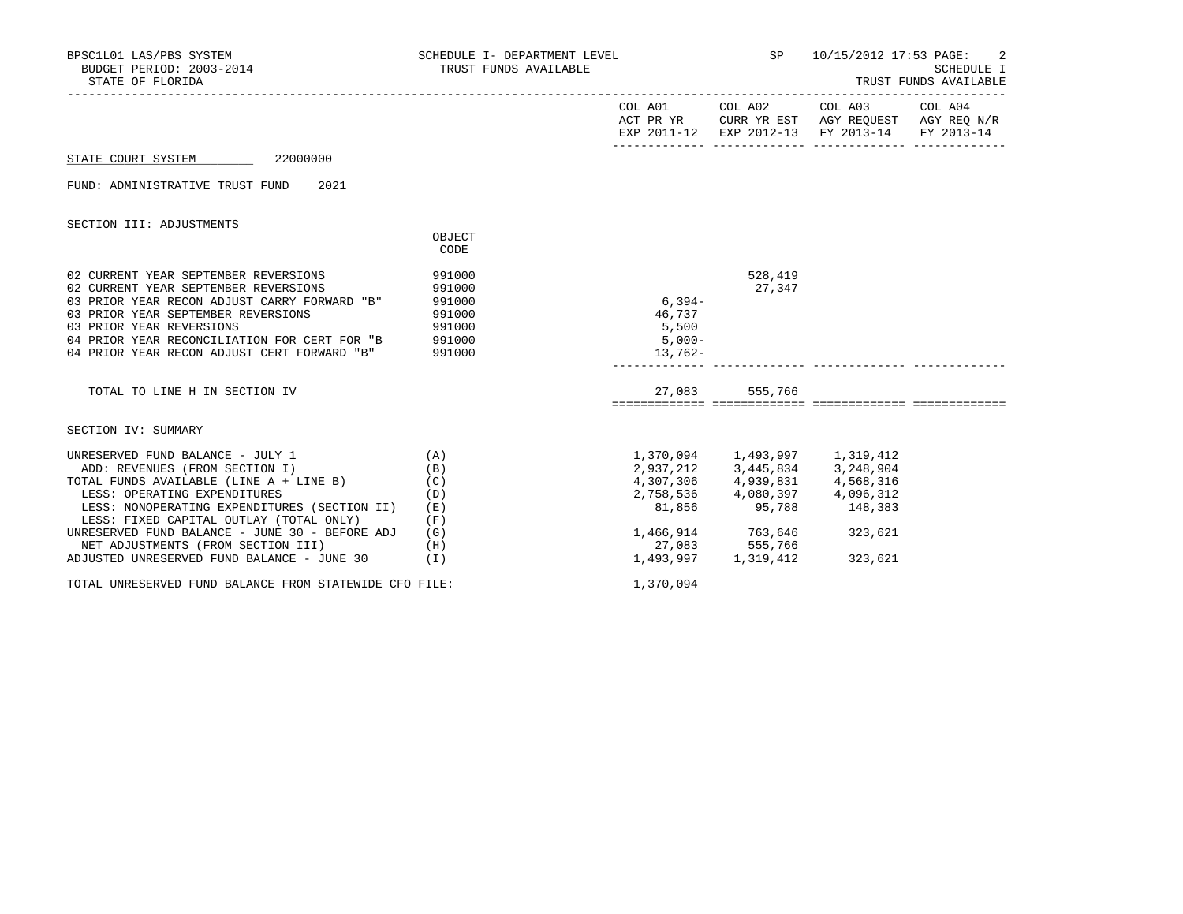BPSC1L01 LAS/PBS SYSTEM — SCHEDULE I- DEPARTMENT LEVEL — TRUST FUNDS AVAILABLE — SP 10/15/2012 17:53

BUDGET PERIOD: 2003-2014

STATE OF FLORIDA

SCHEDULE I — TRUST FUNDS AVAILABLE

**STATE COURT SYSTEM** 22000000

FUND: ADMINISTRATIVE TRUST FUND 2021

## SECTION III: ADJUSTMENTS

| | OBJECT CODE | COL A01 ACT PR YR EXP 2011-12 | COL A02 CURR YR EST EXP 2012-13 | COL A03 AGY REQUEST FY 2013-14 | COL A04 AGY REQ N/R FY 2013-14 |
|---|---|---|---|---|---|
| 02 CURRENT YEAR SEPTEMBER REVERSIONS | 991000 | | 528,419 | | |
| 02 CURRENT YEAR SEPTEMBER REVERSIONS | 991000 | | 27,347 | | |
| 03 PRIOR YEAR RECON ADJUST CARRY FORWARD "B" | 991000 | 6,394- | | | |
| 03 PRIOR YEAR SEPTEMBER REVERSIONS | 991000 | 46,737 | | | |
| 03 PRIOR YEAR REVERSIONS | 991000 | 5,500 | | | |
| 04 PRIOR YEAR RECONCILIATION FOR CERT FOR "B | 991000 | 5,000- | | | |
| 04 PRIOR YEAR RECON ADJUST CERT FORWARD "B" | 991000 | 13,762- | | | |
| TOTAL TO LINE H IN SECTION IV | | 27,083 | 555,766 | | |

## SECTION IV: SUMMARY

| | | COL A01 ACT PR YR EXP 2011-12 | COL A02 CURR YR EST EXP 2012-13 | COL A03 AGY REQUEST FY 2013-14 | COL A04 AGY REQ N/R FY 2013-14 |
|---|---|---|---|---|---|
| UNRESERVED FUND BALANCE - JULY 1 | (A) | 1,370,094 | 1,493,997 | 1,319,412 | |
| ADD: REVENUES (FROM SECTION I) | (B) | 2,937,212 | 3,445,834 | 3,248,904 | |
| TOTAL FUNDS AVAILABLE (LINE A + LINE B) | (C) | 4,307,306 | 4,939,831 | 4,568,316 | |
| LESS: OPERATING EXPENDITURES | (D) | 2,758,536 | 4,080,397 | 4,096,312 | |
| LESS: NONOPERATING EXPENDITURES (SECTION II) | (E) | 81,856 | 95,788 | 148,383 | |
| LESS: FIXED CAPITAL OUTLAY (TOTAL ONLY) | (F) | | | | |
| UNRESERVED FUND BALANCE - JUNE 30 - BEFORE ADJ | (G) | 1,466,914 | 763,646 | 323,621 | |
| NET ADJUSTMENTS (FROM SECTION III) | (H) | 27,083 | 555,766 | | |
| ADJUSTED UNRESERVED FUND BALANCE - JUNE 30 | (I) | 1,493,997 | 1,319,412 | 323,621 | |

TOTAL UNRESERVED FUND BALANCE FROM STATEWIDE CFO FILE: 1,370,094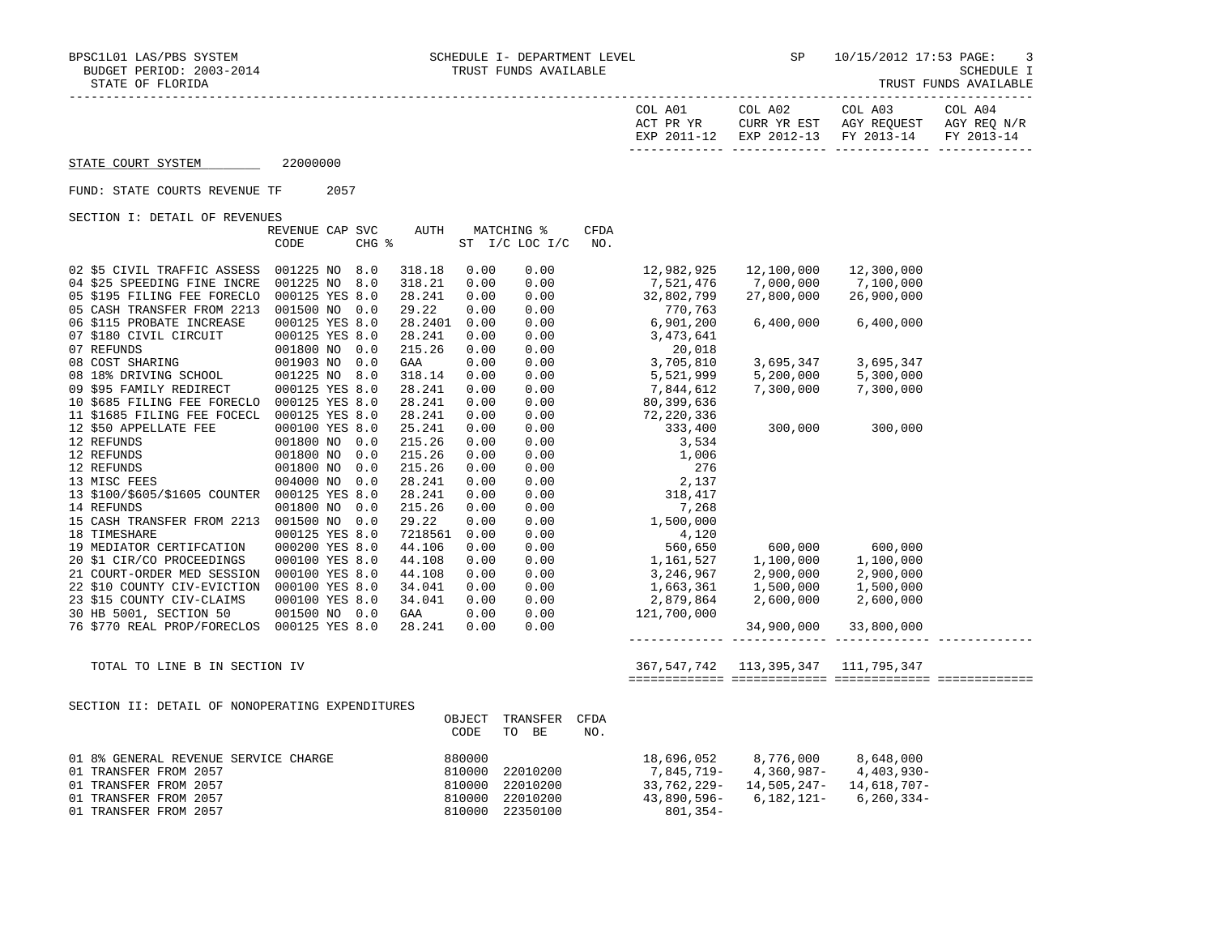BPSC1L01 LAS/PBS SYSTEM — SCHEDULE I- DEPARTMENT LEVEL — TRUST FUNDS AVAILABLE — SP 10/15/2012 17:53

BUDGET PERIOD: 2003-2014

STATE OF FLORIDA — SCHEDULE I — TRUST FUNDS AVAILABLE

STATE COURT SYSTEM 22000000

FUND: STATE COURTS REVENUE TF 2057

SECTION I: DETAIL OF REVENUES

| | REVENUE CODE | CAP | SVC CHG % | AUTH | MATCHING % ST | I/C LOC I/C | CFDA NO. | COL A01 ACT PR YR EXP 2011-12 | COL A02 CURR YR EST EXP 2012-13 | COL A03 AGY REQUEST FY 2013-14 | COL A04 AGY REQ N/R FY 2013-14 |
|---|---|---|---|---|---|---|---|---|---|---|---|
| 02 $5 CIVIL TRAFFIC ASSESS | 001225 | NO | 8.0 | 318.18 | 0.00 | 0.00 | | 12,982,925 | 12,100,000 | 12,300,000 | |
| 04 $25 SPEEDING FINE INCRE | 001225 | NO | 8.0 | 318.21 | 0.00 | 0.00 | | 7,521,476 | 7,000,000 | 7,100,000 | |
| 05 $195 FILING FEE FORECLO | 000125 | YES | 8.0 | 28.241 | 0.00 | 0.00 | | 32,802,799 | 27,800,000 | 26,900,000 | |
| 05 CASH TRANSFER FROM 2213 | 001500 | NO | 0.0 | 29.22 | 0.00 | 0.00 | | 770,763 | | | |
| 06 $115 PROBATE INCREASE | 000125 | YES | 8.0 | 28.2401 | 0.00 | 0.00 | | 6,901,200 | 6,400,000 | 6,400,000 | |
| 07 $180 CIVIL CIRCUIT | 000125 | YES | 8.0 | 28.241 | 0.00 | 0.00 | | 3,473,641 | | | |
| 07 REFUNDS | 001800 | NO | 0.0 | 215.26 | 0.00 | 0.00 | | 20,018 | | | |
| 08 COST SHARING | 001903 | NO | 0.0 | GAA | 0.00 | 0.00 | | 3,705,810 | 3,695,347 | 3,695,347 | |
| 08 18% DRIVING SCHOOL | 001225 | NO | 8.0 | 318.14 | 0.00 | 0.00 | | 5,521,999 | 5,200,000 | 5,300,000 | |
| 09 $95 FAMILY REDIRECT | 000125 | YES | 8.0 | 28.241 | 0.00 | 0.00 | | 7,844,612 | 7,300,000 | 7,300,000 | |
| 10 $685 FILING FEE FORECLO | 000125 | YES | 8.0 | 28.241 | 0.00 | 0.00 | | 80,399,636 | | | |
| 11 $1685 FILING FEE FOCECL | 000125 | YES | 8.0 | 28.241 | 0.00 | 0.00 | | 72,220,336 | | | |
| 12 $50 APPELLATE FEE | 000100 | YES | 8.0 | 25.241 | 0.00 | 0.00 | | 333,400 | 300,000 | 300,000 | |
| 12 REFUNDS | 001800 | NO | 0.0 | 215.26 | 0.00 | 0.00 | | 3,534 | | | |
| 12 REFUNDS | 001800 | NO | 0.0 | 215.26 | 0.00 | 0.00 | | 1,006 | | | |
| 12 REFUNDS | 001800 | NO | 0.0 | 215.26 | 0.00 | 0.00 | | 276 | | | |
| 13 MISC FEES | 004000 | NO | 0.0 | 28.241 | 0.00 | 0.00 | | 2,137 | | | |
| 13 $100/$605/$1605 COUNTER | 000125 | YES | 8.0 | 28.241 | 0.00 | 0.00 | | 318,417 | | | |
| 14 REFUNDS | 001800 | NO | 0.0 | 215.26 | 0.00 | 0.00 | | 7,268 | | | |
| 15 CASH TRANSFER FROM 2213 | 001500 | NO | 0.0 | 29.22 | 0.00 | 0.00 | | 1,500,000 | | | |
| 18 TIMESHARE | 000125 | YES | 8.0 | 7218561 | 0.00 | 0.00 | | 4,120 | | | |
| 19 MEDIATOR CERTIFCATION | 000200 | YES | 8.0 | 44.106 | 0.00 | 0.00 | | 560,650 | 600,000 | 600,000 | |
| 20 $1 CIR/CO PROCEEDINGS | 000100 | YES | 8.0 | 44.108 | 0.00 | 0.00 | | 1,161,527 | 1,100,000 | 1,100,000 | |
| 21 COURT-ORDER MED SESSION | 000100 | YES | 8.0 | 44.108 | 0.00 | 0.00 | | 3,246,967 | 2,900,000 | 2,900,000 | |
| 22 $10 COUNTY CIV-EVICTION | 000100 | YES | 8.0 | 34.041 | 0.00 | 0.00 | | 1,663,361 | 1,500,000 | 1,500,000 | |
| 23 $15 COUNTY CIV-CLAIMS | 000100 | YES | 8.0 | 34.041 | 0.00 | 0.00 | | 2,879,864 | 2,600,000 | 2,600,000 | |
| 30 HB 5001, SECTION 50 | 001500 | NO | 0.0 | GAA | 0.00 | 0.00 | | 121,700,000 | | | |
| 76 $770 REAL PROP/FORECLOS | 000125 | YES | 8.0 | 28.241 | 0.00 | 0.00 | | | 34,900,000 | 33,800,000 | |
| TOTAL TO LINE B IN SECTION IV | | | | | | | | 367,547,742 | 113,395,347 | 111,795,347 | |

SECTION II: DETAIL OF NONOPERATING EXPENDITURES

| | OBJECT CODE | TRANSFER TO BE | CFDA NO. | COL A01 | COL A02 | COL A03 | COL A04 |
|---|---|---|---|---|---|---|---|
| 01 8% GENERAL REVENUE SERVICE CHARGE | 880000 | | | 18,696,052 | 8,776,000 | 8,648,000 | |
| 01 TRANSFER FROM 2057 | 810000 | 22010200 | | 7,845,719- | 4,360,987- | 4,403,930- | |
| 01 TRANSFER FROM 2057 | 810000 | 22010200 | | 33,762,229- | 14,505,247- | 14,618,707- | |
| 01 TRANSFER FROM 2057 | 810000 | 22010200 | | 43,890,596- | 6,182,121- | 6,260,334- | |
| 01 TRANSFER FROM 2057 | 810000 | 22350100 | | 801,354- | | | |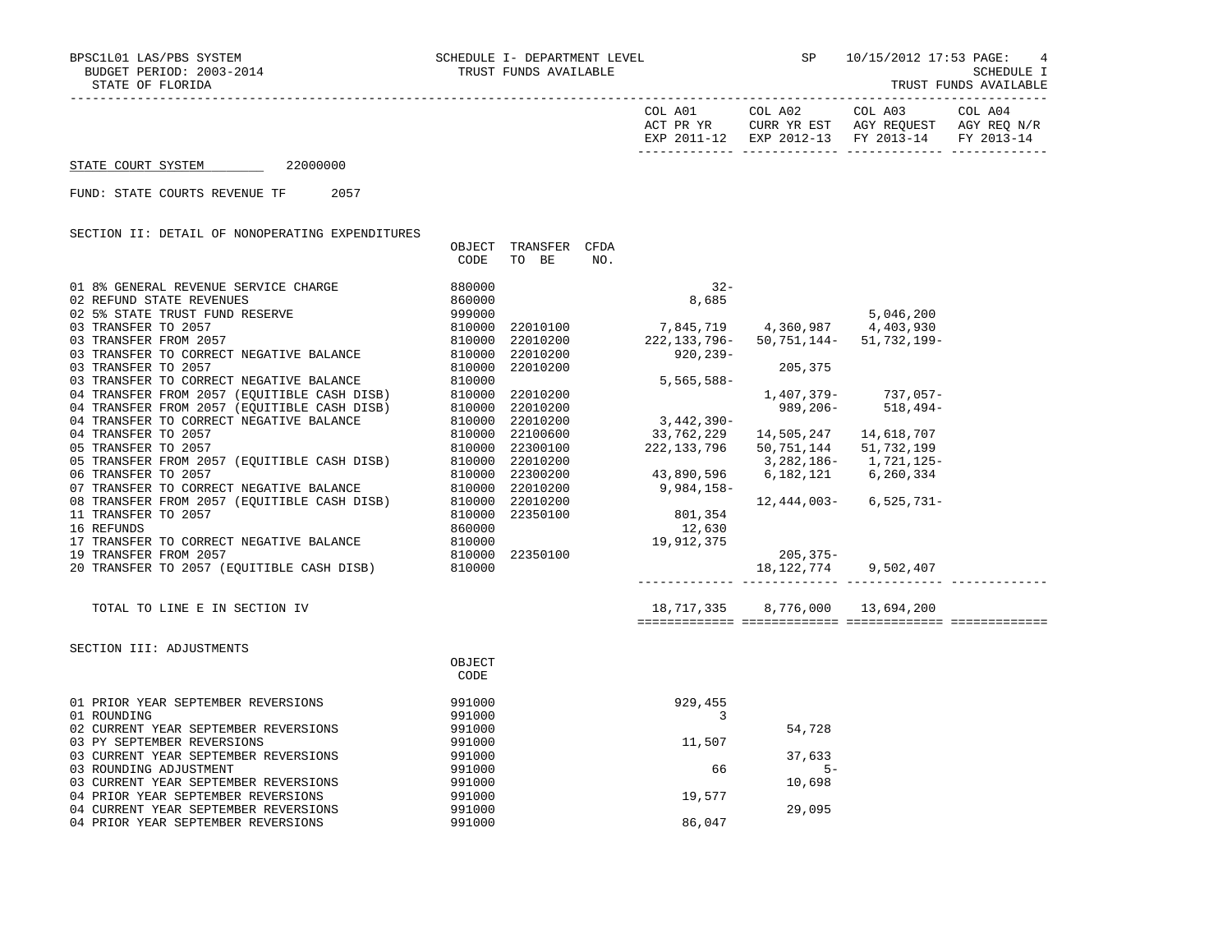BPSC1L01 LAS/PBS SYSTEM — SCHEDULE I- DEPARTMENT LEVEL — TRUST FUNDS AVAILABLE — SP 10/15/2012 17:53

BUDGET PERIOD: 2003-2014

STATE OF FLORIDA

SCHEDULE I — TRUST FUNDS AVAILABLE

STATE COURT SYSTEM 22000000

FUND: STATE COURTS REVENUE TF 2057

## SECTION II: DETAIL OF NONOPERATING EXPENDITURES

| | OBJECT CODE | TRANSFER TO BE | CFDA NO. | COL A01 ACT PR YR EXP 2011-12 | COL A02 CURR YR EST EXP 2012-13 | COL A03 AGY REQUEST FY 2013-14 | COL A04 AGY REQ N/R FY 2013-14 |
|---|---|---|---|---|---|---|---|
| 01 8% GENERAL REVENUE SERVICE CHARGE | 880000 | | | 32- | | | |
| 02 REFUND STATE REVENUES | 860000 | | | 8,685 | | | |
| 02 5% STATE TRUST FUND RESERVE | 999000 | | | | | 5,046,200 | |
| 03 TRANSFER TO 2057 | 810000 | 22010100 | | 7,845,719 | 4,360,987 | 4,403,930 | |
| 03 TRANSFER FROM 2057 | 810000 | 22010200 | | 222,133,796- | 50,751,144- | 51,732,199- | |
| 03 TRANSFER TO CORRECT NEGATIVE BALANCE | 810000 | 22010200 | | 920,239- | | | |
| 03 TRANSFER TO 2057 | 810000 | 22010200 | | | 205,375 | | |
| 03 TRANSFER TO CORRECT NEGATIVE BALANCE | 810000 | | | 5,565,588- | | | |
| 04 TRANSFER FROM 2057 (EQUITIBLE CASH DISB) | 810000 | 22010200 | | | 1,407,379- | 737,057- | |
| 04 TRANSFER FROM 2057 (EQUITIBLE CASH DISB) | 810000 | 22010200 | | | 989,206- | 518,494- | |
| 04 TRANSFER TO CORRECT NEGATIVE BALANCE | 810000 | 22010200 | | 3,442,390- | | | |
| 04 TRANSFER TO 2057 | 810000 | 22100600 | | 33,762,229 | 14,505,247 | 14,618,707 | |
| 05 TRANSFER TO 2057 | 810000 | 22300100 | | 222,133,796 | 50,751,144 | 51,732,199 | |
| 05 TRANSFER FROM 2057 (EQUITIBLE CASH DISB) | 810000 | 22010200 | | | 3,282,186- | 1,721,125- | |
| 06 TRANSFER TO 2057 | 810000 | 22300200 | | 43,890,596 | 6,182,121 | 6,260,334 | |
| 07 TRANSFER TO CORRECT NEGATIVE BALANCE | 810000 | 22010200 | | 9,984,158- | | | |
| 08 TRANSFER FROM 2057 (EQUITIBLE CASH DISB) | 810000 | 22010200 | | | 12,444,003- | 6,525,731- | |
| 11 TRANSFER TO 2057 | 810000 | 22350100 | | 801,354 | | | |
| 16 REFUNDS | 860000 | | | 12,630 | | | |
| 17 TRANSFER TO CORRECT NEGATIVE BALANCE | 810000 | | | 19,912,375 | | | |
| 19 TRANSFER FROM 2057 | 810000 | 22350100 | | | 205,375- | | |
| 20 TRANSFER TO 2057 (EQUITIBLE CASH DISB) | 810000 | | | | 18,122,774 | 9,502,407 | |
| TOTAL TO LINE E IN SECTION IV | | | | 18,717,335 | 8,776,000 | 13,694,200 | |

## SECTION III: ADJUSTMENTS

| | OBJECT CODE | COL A01 ACT PR YR EXP 2011-12 | COL A02 CURR YR EST EXP 2012-13 | COL A03 AGY REQUEST FY 2013-14 | COL A04 AGY REQ N/R FY 2013-14 |
|---|---|---|---|---|---|
| 01 PRIOR YEAR SEPTEMBER REVERSIONS | 991000 | 929,455 | | | |
| 01 ROUNDING | 991000 | 3 | | | |
| 02 CURRENT YEAR SEPTEMBER REVERSIONS | 991000 | | 54,728 | | |
| 03 PY SEPTEMBER REVERSIONS | 991000 | 11,507 | | | |
| 03 CURRENT YEAR SEPTEMBER REVERSIONS | 991000 | | 37,633 | | |
| 03 ROUNDING ADJUSTMENT | 991000 | 66 | 5- | | |
| 03 CURRENT YEAR SEPTEMBER REVERSIONS | 991000 | | 10,698 | | |
| 04 PRIOR YEAR SEPTEMBER REVERSIONS | 991000 | 19,577 | | | |
| 04 CURRENT YEAR SEPTEMBER REVERSIONS | 991000 | | 29,095 | | |
| 04 PRIOR YEAR SEPTEMBER REVERSIONS | 991000 | 86,047 | | | |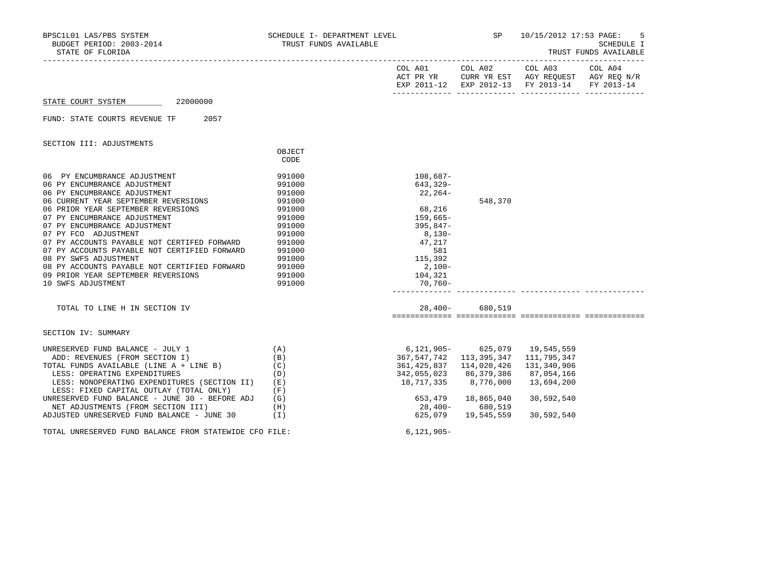BPSC1L01 LAS/PBS SYSTEM — SCHEDULE I- DEPARTMENT LEVEL — SP 10/15/2012 17:53 PAGE: 5

BUDGET PERIOD: 2003-2014 — TRUST FUNDS AVAILABLE — SCHEDULE I

STATE OF FLORIDA — TRUST FUNDS AVAILABLE

**STATE COURT SYSTEM** 22000000

FUND: STATE COURTS REVENUE TF 2057

## SECTION III: ADJUSTMENTS

| | OBJECT CODE | COL A01 ACT PR YR EXP 2011-12 | COL A02 CURR YR EST EXP 2012-13 | COL A03 AGY REQUEST FY 2013-14 | COL A04 AGY REQ N/R FY 2013-14 |
|---|---|---|---|---|---|
| 06 PY ENCUMBRANCE ADJUSTMENT | 991000 | 108,687- | | | |
| 06 PY ENCUMBRANCE ADJUSTMENT | 991000 | 643,329- | | | |
| 06 PY ENCUMBRANCE ADJUSTMENT | 991000 | 22,264- | | | |
| 06 CURRENT YEAR SEPTEMBER REVERSIONS | 991000 | | 548,370 | | |
| 06 PRIOR YEAR SEPTEMBER REVERSIONS | 991000 | 68,216 | | | |
| 07 PY ENCUMBRANCE ADJUSTMENT | 991000 | 159,665- | | | |
| 07 PY ENCUMBRANCE ADJUSTMENT | 991000 | 395,847- | | | |
| 07 PY FCO ADJUSTMENT | 991000 | 8,130- | | | |
| 07 PY ACCOUNTS PAYABLE NOT CERTIFED FORWARD | 991000 | 47,217 | | | |
| 07 PY ACCOUNTS PAYABLE NOT CERTIFIED FORWARD | 991000 | 581 | | | |
| 08 PY SWFS ADJUSTMENT | 991000 | 115,392 | | | |
| 08 PY ACCOUNTS PAYABLE NOT CERTIFIED FORWARD | 991000 | 2,100- | | | |
| 09 PRIOR YEAR SEPTEMBER REVERSIONS | 991000 | 104,321 | | | |
| 10 SWFS ADJUSTMENT | 991000 | 70,760- | | | |
| TOTAL TO LINE H IN SECTION IV | | 28,400- | 680,519 | | |

## SECTION IV: SUMMARY

| | | COL A01 | COL A02 | COL A03 | COL A04 |
|---|---|---|---|---|---|
| UNRESERVED FUND BALANCE - JULY 1 | (A) | 6,121,905- | 625,079 | 19,545,559 | |
| ADD: REVENUES (FROM SECTION I) | (B) | 367,547,742 | 113,395,347 | 111,795,347 | |
| TOTAL FUNDS AVAILABLE (LINE A + LINE B) | (C) | 361,425,837 | 114,020,426 | 131,340,906 | |
| LESS: OPERATING EXPENDITURES | (D) | 342,055,023 | 86,379,386 | 87,054,166 | |
| LESS: NONOPERATING EXPENDITURES (SECTION II) | (E) | 18,717,335 | 8,776,000 | 13,694,200 | |
| LESS: FIXED CAPITAL OUTLAY (TOTAL ONLY) | (F) | | | | |
| UNRESERVED FUND BALANCE - JUNE 30 - BEFORE ADJ | (G) | 653,479 | 18,865,040 | 30,592,540 | |
| NET ADJUSTMENTS (FROM SECTION III) | (H) | 28,400- | 680,519 | | |
| ADJUSTED UNRESERVED FUND BALANCE - JUNE 30 | (I) | 625,079 | 19,545,559 | 30,592,540 | |

TOTAL UNRESERVED FUND BALANCE FROM STATEWIDE CFO FILE: 6,121,905-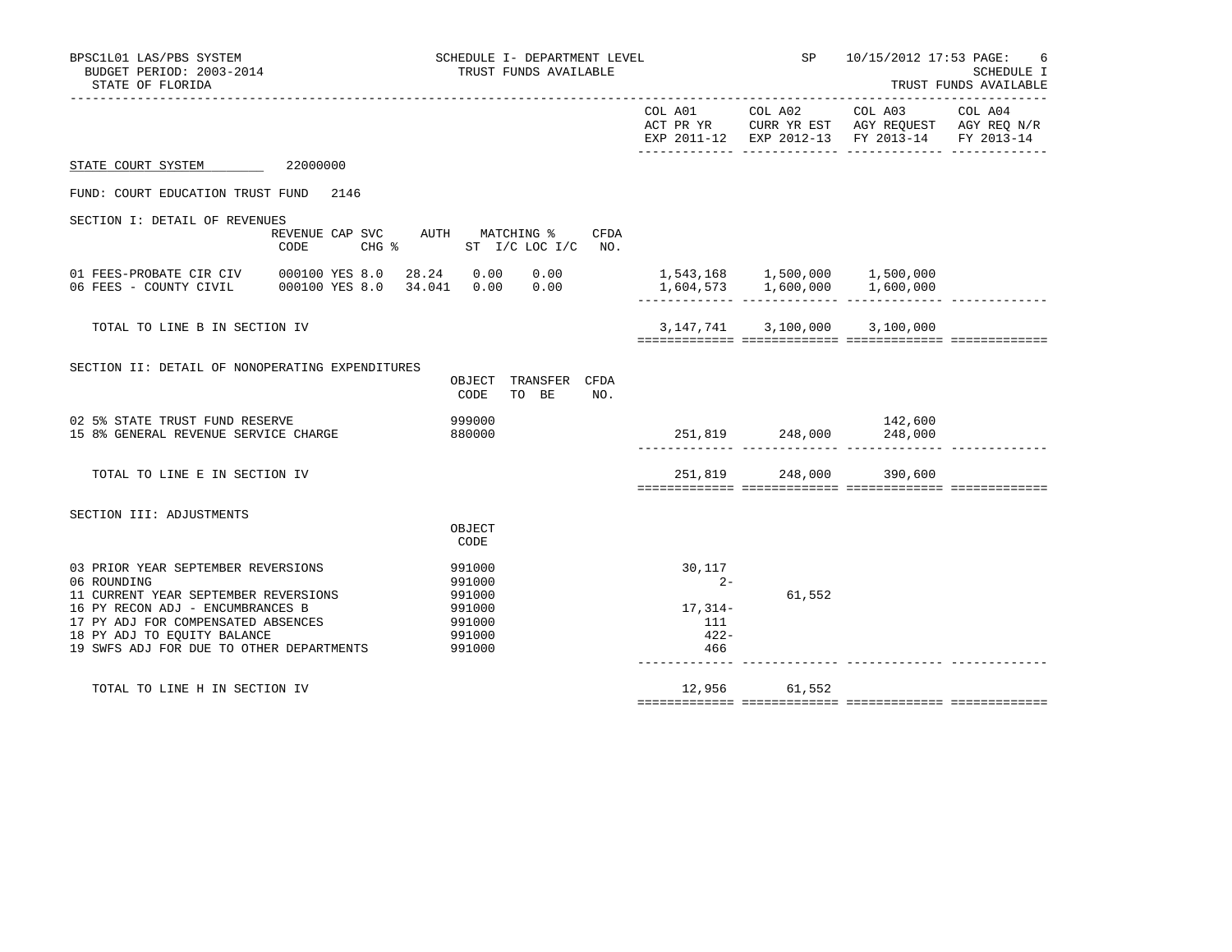BPSC1L01 LAS/PBS SYSTEM — SCHEDULE I- DEPARTMENT LEVEL — SP 10/15/2012 17:53 PAGE: 6

BUDGET PERIOD: 2003-2014 — TRUST FUNDS AVAILABLE — SCHEDULE I

STATE OF FLORIDA — TRUST FUNDS AVAILABLE

**STATE COURT SYSTEM** 22000000

FUND: COURT EDUCATION TRUST FUND 2146

## SECTION I: DETAIL OF REVENUES

| | REVENUE CODE | CAP | SVC CHG % | AUTH | MATCHING % ST I/C | LOC I/C | CFDA NO. | COL A01 ACT PR YR EXP 2011-12 | COL A02 CURR YR EST EXP 2012-13 | COL A03 AGY REQUEST FY 2013-14 | COL A04 AGY REQ N/R FY 2013-14 |
|---|---|---|---|---|---|---|---|---|---|---|---|
| 01 FEES-PROBATE CIR CIV | 000100 | YES | 8.0 | 28.24 | 0.00 | 0.00 | | 1,543,168 | 1,500,000 | 1,500,000 | |
| 06 FEES - COUNTY CIVIL | 000100 | YES | 8.0 | 34.041 | 0.00 | 0.00 | | 1,604,573 | 1,600,000 | 1,600,000 | |
| TOTAL TO LINE B IN SECTION IV | | | | | | | | 3,147,741 | 3,100,000 | 3,100,000 | |

## SECTION II: DETAIL OF NONOPERATING EXPENDITURES

| | OBJECT CODE | TRANSFER TO BE | CFDA NO. | COL A01 ACT PR YR EXP 2011-12 | COL A02 CURR YR EST EXP 2012-13 | COL A03 AGY REQUEST FY 2013-14 | COL A04 AGY REQ N/R FY 2013-14 |
|---|---|---|---|---|---|---|---|
| 02 5% STATE TRUST FUND RESERVE | 999000 | | | | | 142,600 | |
| 15 8% GENERAL REVENUE SERVICE CHARGE | 880000 | | | 251,819 | 248,000 | 248,000 | |
| TOTAL TO LINE E IN SECTION IV | | | | 251,819 | 248,000 | 390,600 | |

## SECTION III: ADJUSTMENTS

| | OBJECT CODE | COL A01 ACT PR YR EXP 2011-12 | COL A02 CURR YR EST EXP 2012-13 | COL A03 AGY REQUEST FY 2013-14 | COL A04 AGY REQ N/R FY 2013-14 |
|---|---|---|---|---|---|
| 03 PRIOR YEAR SEPTEMBER REVERSIONS | 991000 | 30,117 | | | |
| 06 ROUNDING | 991000 | 2- | | | |
| 11 CURRENT YEAR SEPTEMBER REVERSIONS | 991000 | | 61,552 | | |
| 16 PY RECON ADJ - ENCUMBRANCES B | 991000 | 17,314- | | | |
| 17 PY ADJ FOR COMPENSATED ABSENCES | 991000 | 111 | | | |
| 18 PY ADJ TO EQUITY BALANCE | 991000 | 422- | | | |
| 19 SWFS ADJ FOR DUE TO OTHER DEPARTMENTS | 991000 | 466 | | | |
| TOTAL TO LINE H IN SECTION IV | | 12,956 | 61,552 | | |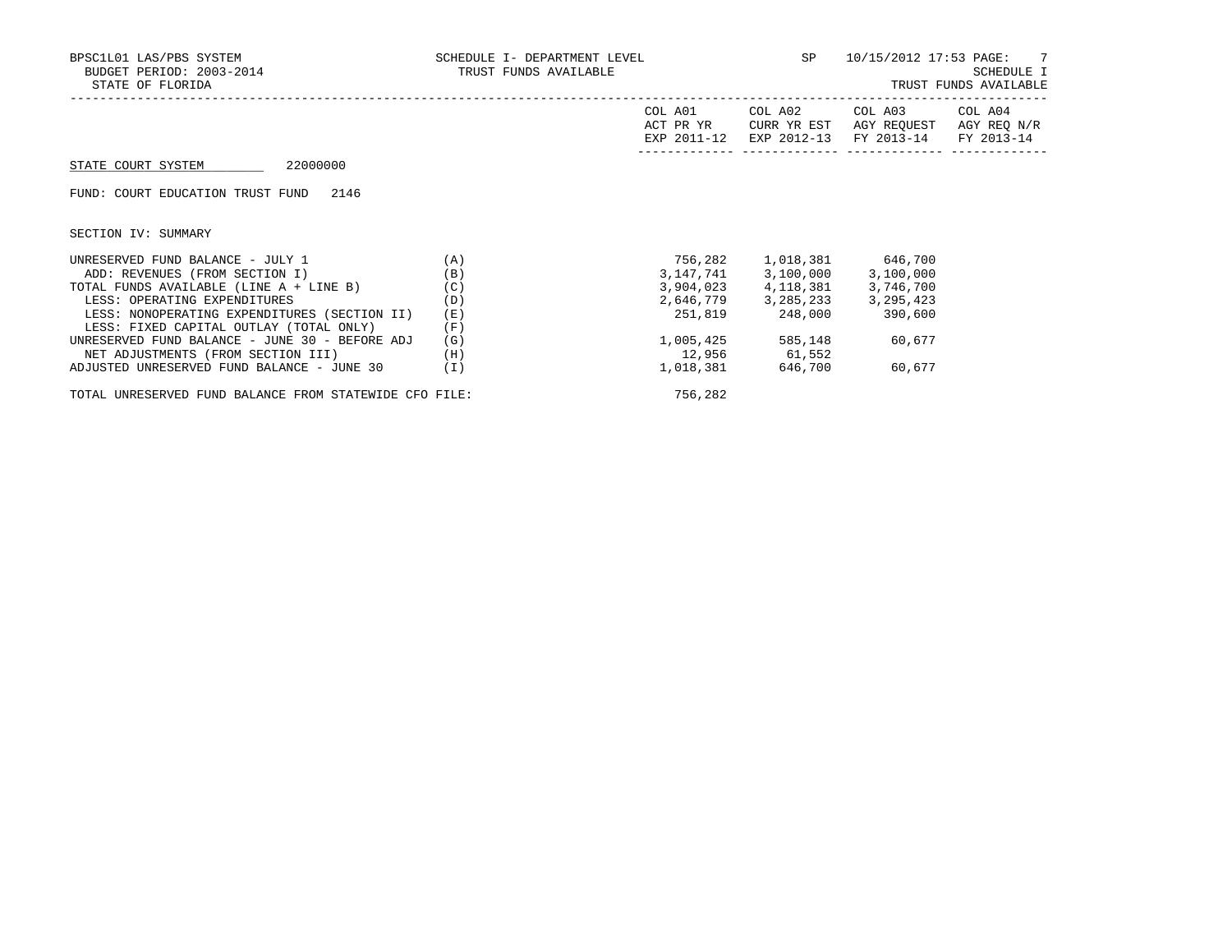BPSC1L01 LAS/PBS SYSTEM
BUDGET PERIOD: 2003-2014
STATE OF FLORIDA

SCHEDULE I- DEPARTMENT LEVEL
TRUST FUNDS AVAILABLE

SP 10/15/2012 17:53

SCHEDULE I
TRUST FUNDS AVAILABLE

STATE COURT SYSTEM 22000000

FUND: COURT EDUCATION TRUST FUND 2146

SECTION IV: SUMMARY

| | | COL A01 ACT PR YR EXP 2011-12 | COL A02 CURR YR EST EXP 2012-13 | COL A03 AGY REQUEST FY 2013-14 | COL A04 AGY REQ N/R FY 2013-14 |
|---|---|---|---|---|---|
| UNRESERVED FUND BALANCE - JULY 1 | (A) | 756,282 | 1,018,381 | 646,700 | |
| ADD: REVENUES (FROM SECTION I) | (B) | 3,147,741 | 3,100,000 | 3,100,000 | |
| TOTAL FUNDS AVAILABLE (LINE A + LINE B) | (C) | 3,904,023 | 4,118,381 | 3,746,700 | |
| LESS: OPERATING EXPENDITURES | (D) | 2,646,779 | 3,285,233 | 3,295,423 | |
| LESS: NONOPERATING EXPENDITURES (SECTION II) | (E) | 251,819 | 248,000 | 390,600 | |
| LESS: FIXED CAPITAL OUTLAY (TOTAL ONLY) | (F) | | | | |
| UNRESERVED FUND BALANCE - JUNE 30 - BEFORE ADJ | (G) | 1,005,425 | 585,148 | 60,677 | |
| NET ADJUSTMENTS (FROM SECTION III) | (H) | 12,956 | 61,552 | | |
| ADJUSTED UNRESERVED FUND BALANCE - JUNE 30 | (I) | 1,018,381 | 646,700 | 60,677 | |

TOTAL UNRESERVED FUND BALANCE FROM STATEWIDE CFO FILE: 756,282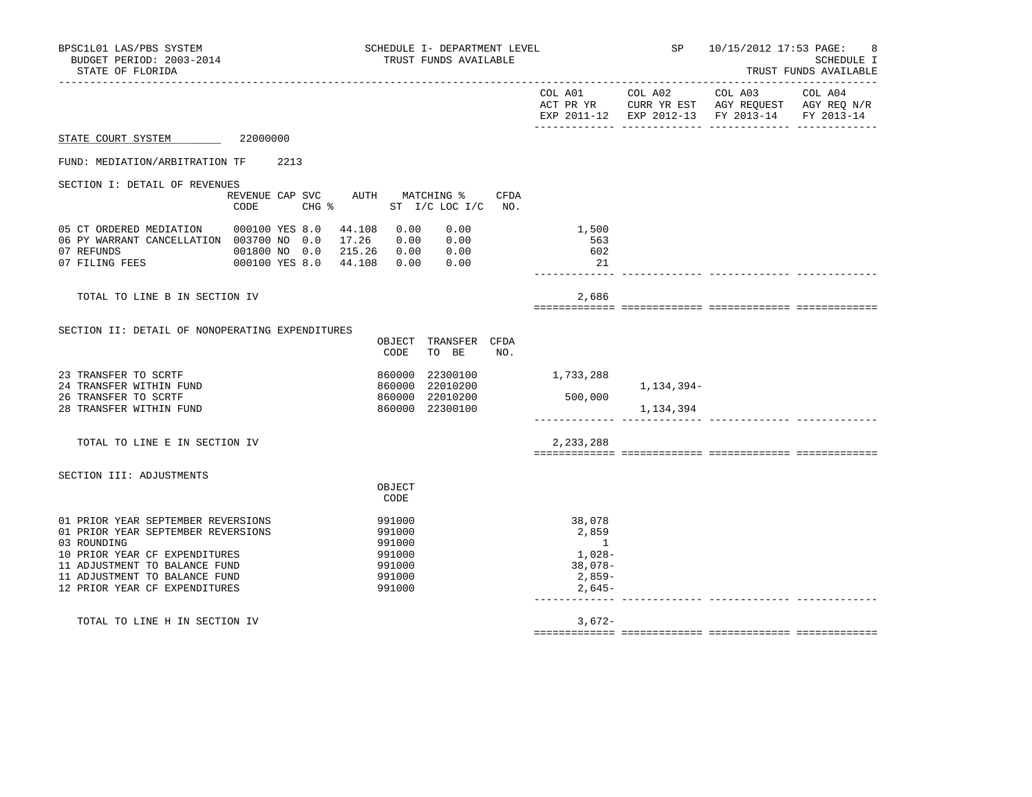STATE COURT SYSTEM 22000000

FUND: MEDIATION/ARBITRATION TF 2213

| | COL A01 ACT PR YR EXP 2011-12 | COL A02 CURR YR EST EXP 2012-13 | COL A03 AGY REQUEST FY 2013-14 | COL A04 AGY REQ N/R FY 2013-14 |
|---|---|---|---|---|

SECTION I: DETAIL OF REVENUES

| | REVENUE CODE | CAP | SVC CHG % | AUTH | MATCHING % ST I/C | LOC I/C | CFDA NO. | COL A01 | COL A02 | COL A03 | COL A04 |
|---|---|---|---|---|---|---|---|---|---|---|---|
| 05 CT ORDERED MEDIATION | 000100 | YES | 8.0 | 44.108 | 0.00 | 0.00 | | 1,500 | | | |
| 06 PY WARRANT CANCELLATION | 003700 | NO | 0.0 | 17.26 | 0.00 | 0.00 | | 563 | | | |
| 07 REFUNDS | 001800 | NO | 0.0 | 215.26 | 0.00 | 0.00 | | 602 | | | |
| 07 FILING FEES | 000100 | YES | 8.0 | 44.108 | 0.00 | 0.00 | | 21 | | | |
| TOTAL TO LINE B IN SECTION IV | | | | | | | | 2,686 | | | |

SECTION II: DETAIL OF NONOPERATING EXPENDITURES

| | OBJECT CODE | TRANSFER TO BE | CFDA NO. | COL A01 | COL A02 | COL A03 | COL A04 |
|---|---|---|---|---|---|---|---|
| 23 TRANSFER TO SCRTF | 860000 | 22300100 | | 1,733,288 | | | |
| 24 TRANSFER WITHIN FUND | 860000 | 22010200 | | | 1,134,394- | | |
| 26 TRANSFER TO SCRTF | 860000 | 22010200 | | 500,000 | | | |
| 28 TRANSFER WITHIN FUND | 860000 | 22300100 | | | 1,134,394 | | |
| TOTAL TO LINE E IN SECTION IV | | | | 2,233,288 | | | |

SECTION III: ADJUSTMENTS

| | OBJECT CODE | COL A01 | COL A02 | COL A03 | COL A04 |
|---|---|---|---|---|---|
| 01 PRIOR YEAR SEPTEMBER REVERSIONS | 991000 | 38,078 | | | |
| 01 PRIOR YEAR SEPTEMBER REVERSIONS | 991000 | 2,859 | | | |
| 03 ROUNDING | 991000 | 1 | | | |
| 10 PRIOR YEAR CF EXPENDITURES | 991000 | 1,028- | | | |
| 11 ADJUSTMENT TO BALANCE FUND | 991000 | 38,078- | | | |
| 11 ADJUSTMENT TO BALANCE FUND | 991000 | 2,859- | | | |
| 12 PRIOR YEAR CF EXPENDITURES | 991000 | 2,645- | | | |
| TOTAL TO LINE H IN SECTION IV | | 3,672- | | | |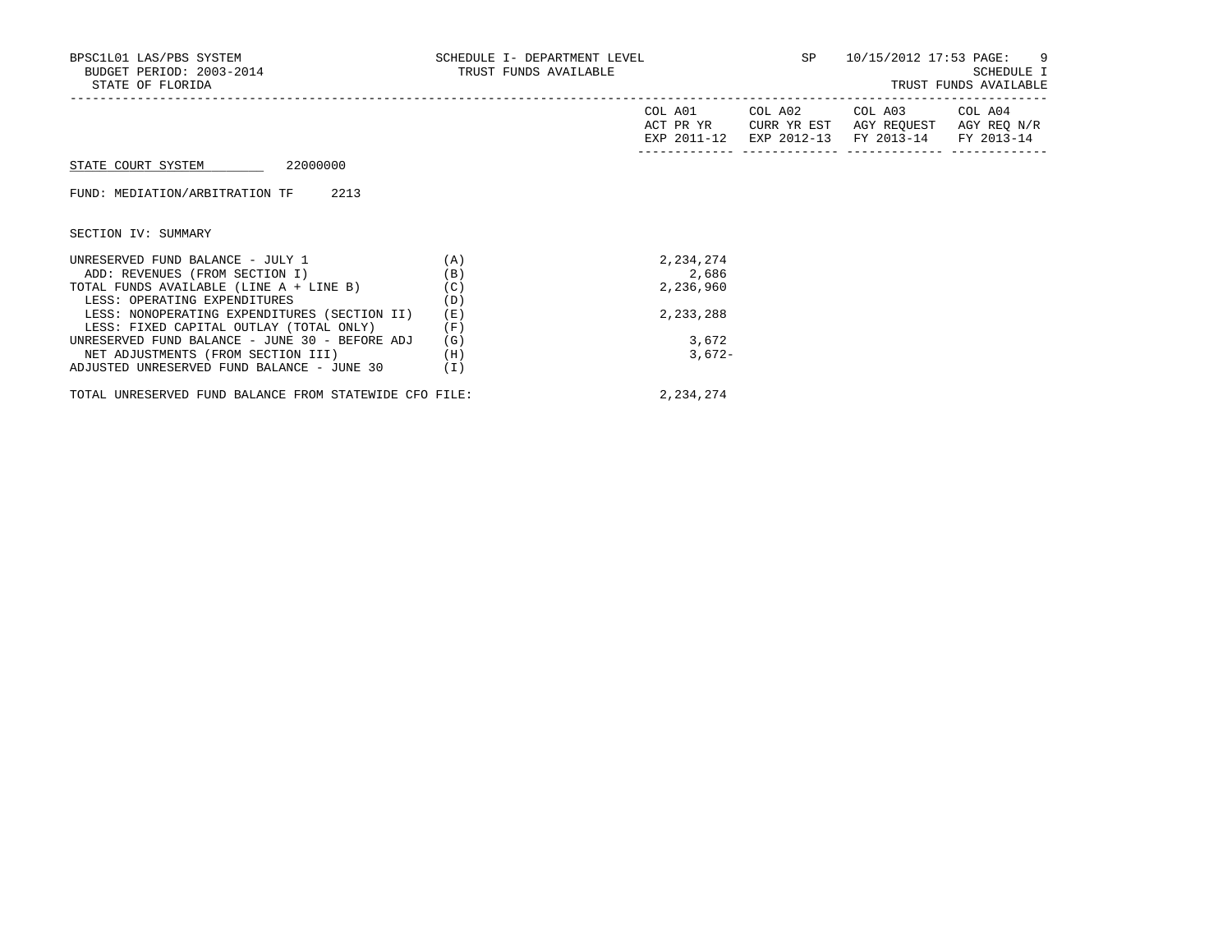BPSC1L01 LAS/PBS SYSTEM    SCHEDULE I- DEPARTMENT LEVEL    SP    10/15/2012 17:53 PAGE: 9
BUDGET PERIOD: 2003-2014    TRUST FUNDS AVAILABLE    SCHEDULE I
STATE OF FLORIDA    TRUST FUNDS AVAILABLE

STATE COURT SYSTEM 22000000

FUND: MEDIATION/ARBITRATION TF 2213

SECTION IV: SUMMARY

| | | COL A01 ACT PR YR EXP 2011-12 | COL A02 CURR YR EST EXP 2012-13 | COL A03 AGY REQUEST FY 2013-14 | COL A04 AGY REQ N/R FY 2013-14 |
|---|---|---|---|---|---|
| UNRESERVED FUND BALANCE - JULY 1 | (A) | 2,234,274 | | | |
| ADD: REVENUES (FROM SECTION I) | (B) | 2,686 | | | |
| TOTAL FUNDS AVAILABLE (LINE A + LINE B) | (C) | 2,236,960 | | | |
| LESS: OPERATING EXPENDITURES | (D) | | | | |
| LESS: NONOPERATING EXPENDITURES (SECTION II) | (E) | 2,233,288 | | | |
| LESS: FIXED CAPITAL OUTLAY (TOTAL ONLY) | (F) | | | | |
| UNRESERVED FUND BALANCE - JUNE 30 - BEFORE ADJ | (G) | 3,672 | | | |
| NET ADJUSTMENTS (FROM SECTION III) | (H) | 3,672- | | | |
| ADJUSTED UNRESERVED FUND BALANCE - JUNE 30 | (I) | | | | |
| TOTAL UNRESERVED FUND BALANCE FROM STATEWIDE CFO FILE: | | 2,234,274 | | | |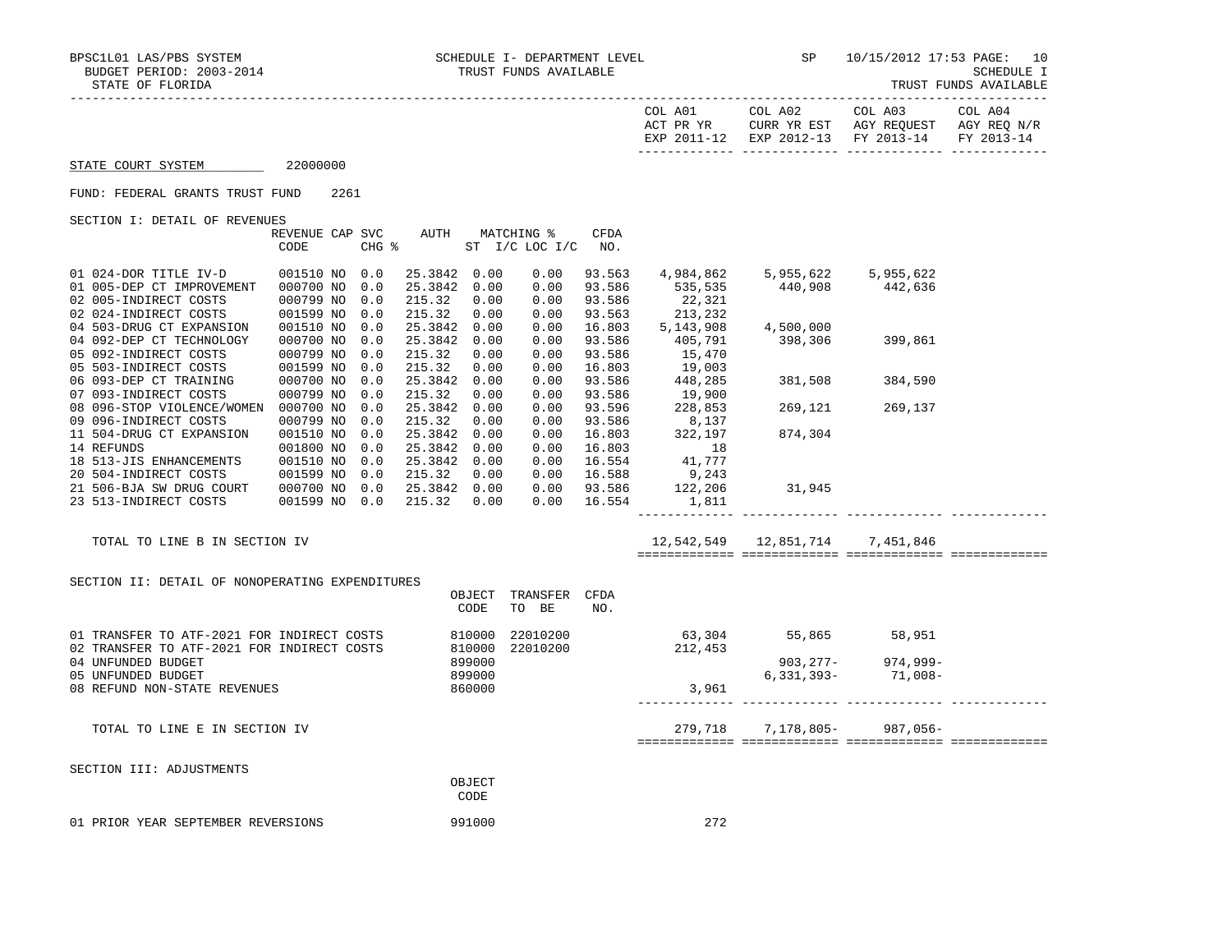BPSC1L01 LAS/PBS SYSTEM — SCHEDULE I- DEPARTMENT LEVEL — TRUST FUNDS AVAILABLE — SP 10/15/2012 17:53 PAGE: 10

BUDGET PERIOD: 2003-2014 — SCHEDULE I

STATE OF FLORIDA — TRUST FUNDS AVAILABLE

**STATE COURT SYSTEM** 22000000

FUND: FEDERAL GRANTS TRUST FUND 2261

SECTION I: DETAIL OF REVENUES

| | REVENUE CODE | CAP | SVC CHG % | AUTH ST | MATCHING % I/C | LOC I/C | CFDA NO. | COL A01 ACT PR YR EXP 2011-12 | COL A02 CURR YR EST EXP 2012-13 | COL A03 AGY REQUEST FY 2013-14 | COL A04 AGY REQ N/R FY 2013-14 |
|---|---|---|---|---|---|---|---|---|---|---|---|
| 01 024-DOR TITLE IV-D | 001510 | NO | 0.0 | 25.3842 | 0.00 | 0.00 | 93.563 | 4,984,862 | 5,955,622 | 5,955,622 | |
| 01 005-DEP CT IMPROVEMENT | 000700 | NO | 0.0 | 25.3842 | 0.00 | 0.00 | 93.586 | 535,535 | 440,908 | 442,636 | |
| 02 005-INDIRECT COSTS | 000799 | NO | 0.0 | 215.32 | 0.00 | 0.00 | 93.586 | 22,321 | | | |
| 02 024-INDIRECT COSTS | 001599 | NO | 0.0 | 215.32 | 0.00 | 0.00 | 93.563 | 213,232 | | | |
| 04 503-DRUG CT EXPANSION | 001510 | NO | 0.0 | 25.3842 | 0.00 | 0.00 | 16.803 | 5,143,908 | 4,500,000 | | |
| 04 092-DEP CT TECHNOLOGY | 000700 | NO | 0.0 | 25.3842 | 0.00 | 0.00 | 93.586 | 405,791 | 398,306 | 399,861 | |
| 05 092-INDIRECT COSTS | 000799 | NO | 0.0 | 215.32 | 0.00 | 0.00 | 93.586 | 15,470 | | | |
| 05 503-INDIRECT COSTS | 001599 | NO | 0.0 | 215.32 | 0.00 | 0.00 | 16.803 | 19,003 | | | |
| 06 093-DEP CT TRAINING | 000700 | NO | 0.0 | 25.3842 | 0.00 | 0.00 | 93.586 | 448,285 | 381,508 | 384,590 | |
| 07 093-INDIRECT COSTS | 000799 | NO | 0.0 | 215.32 | 0.00 | 0.00 | 93.586 | 19,900 | | | |
| 08 096-STOP VIOLENCE/WOMEN | 000700 | NO | 0.0 | 25.3842 | 0.00 | 0.00 | 93.596 | 228,853 | 269,121 | 269,137 | |
| 09 096-INDIRECT COSTS | 000799 | NO | 0.0 | 215.32 | 0.00 | 0.00 | 93.586 | 8,137 | | | |
| 11 504-DRUG CT EXPANSION | 001510 | NO | 0.0 | 25.3842 | 0.00 | 0.00 | 16.803 | 322,197 | 874,304 | | |
| 14 REFUNDS | 001800 | NO | 0.0 | 25.3842 | 0.00 | 0.00 | 16.803 | 18 | | | |
| 18 513-JIS ENHANCEMENTS | 001510 | NO | 0.0 | 25.3842 | 0.00 | 0.00 | 16.554 | 41,777 | | | |
| 20 504-INDIRECT COSTS | 001599 | NO | 0.0 | 215.32 | 0.00 | 0.00 | 16.588 | 9,243 | | | |
| 21 506-BJA SW DRUG COURT | 000700 | NO | 0.0 | 25.3842 | 0.00 | 0.00 | 93.586 | 122,206 | 31,945 | | |
| 23 513-INDIRECT COSTS | 001599 | NO | 0.0 | 215.32 | 0.00 | 0.00 | 16.554 | 1,811 | | | |
| TOTAL TO LINE B IN SECTION IV | | | | | | | | 12,542,549 | 12,851,714 | 7,451,846 | |

SECTION II: DETAIL OF NONOPERATING EXPENDITURES

| | OBJECT CODE | TRANSFER TO BE | CFDA NO. | COL A01 | COL A02 | COL A03 | COL A04 |
|---|---|---|---|---|---|---|---|
| 01 TRANSFER TO ATF-2021 FOR INDIRECT COSTS | 810000 | 22010200 | | 63,304 | 55,865 | 58,951 | |
| 02 TRANSFER TO ATF-2021 FOR INDIRECT COSTS | 810000 | 22010200 | | 212,453 | | | |
| 04 UNFUNDED BUDGET | 899000 | | | | 903,277- | 974,999- | |
| 05 UNFUNDED BUDGET | 899000 | | | | 6,331,393- | 71,008- | |
| 08 REFUND NON-STATE REVENUES | 860000 | | | 3,961 | | | |
| TOTAL TO LINE E IN SECTION IV | | | | 279,718 | 7,178,805- | 987,056- | |

SECTION III: ADJUSTMENTS

| | OBJECT CODE | COL A01 | COL A02 | COL A03 | COL A04 |
|---|---|---|---|---|---|
| 01 PRIOR YEAR SEPTEMBER REVERSIONS | 991000 | 272 | | | |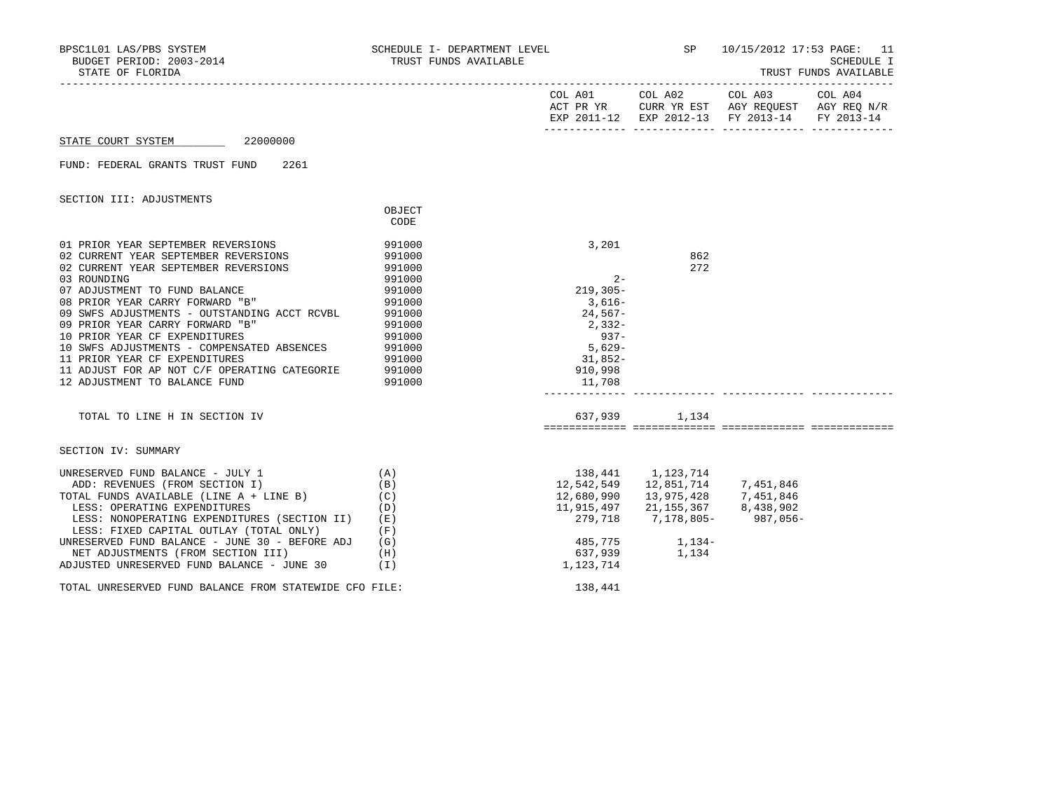BPSC1L01 LAS/PBS SYSTEM — SCHEDULE I- DEPARTMENT LEVEL — SP 10/15/2012 17:53 PAGE: 11
BUDGET PERIOD: 2003-2014 — TRUST FUNDS AVAILABLE — SCHEDULE I
STATE OF FLORIDA — TRUST FUNDS AVAILABLE

**STATE COURT SYSTEM** 22000000

FUND: FEDERAL GRANTS TRUST FUND 2261

SECTION III: ADJUSTMENTS

| | OBJECT CODE | COL A01 ACT PR YR EXP 2011-12 | COL A02 CURR YR EST EXP 2012-13 | COL A03 AGY REQUEST FY 2013-14 | COL A04 AGY REQ N/R FY 2013-14 |
|---|---|---|---|---|---|
| 01 PRIOR YEAR SEPTEMBER REVERSIONS | 991000 | 3,201 | | | |
| 02 CURRENT YEAR SEPTEMBER REVERSIONS | 991000 | | 862 | | |
| 02 CURRENT YEAR SEPTEMBER REVERSIONS | 991000 | | 272 | | |
| 03 ROUNDING | 991000 | 2- | | | |
| 07 ADJUSTMENT TO FUND BALANCE | 991000 | 219,305- | | | |
| 08 PRIOR YEAR CARRY FORWARD "B" | 991000 | 3,616- | | | |
| 09 SWFS ADJUSTMENTS - OUTSTANDING ACCT RCVBL | 991000 | 24,567- | | | |
| 09 PRIOR YEAR CARRY FORWARD "B" | 991000 | 2,332- | | | |
| 10 PRIOR YEAR CF EXPENDITURES | 991000 | 937- | | | |
| 10 SWFS ADJUSTMENTS - COMPENSATED ABSENCES | 991000 | 5,629- | | | |
| 11 PRIOR YEAR CF EXPENDITURES | 991000 | 31,852- | | | |
| 11 ADJUST FOR AP NOT C/F OPERATING CATEGORIE | 991000 | 910,998 | | | |
| 12 ADJUSTMENT TO BALANCE FUND | 991000 | 11,708 | | | |
| TOTAL TO LINE H IN SECTION IV | | 637,939 | 1,134 | | |

SECTION IV: SUMMARY

| | | COL A01 | COL A02 | COL A03 | COL A04 |
|---|---|---|---|---|---|
| UNRESERVED FUND BALANCE - JULY 1 | (A) | 138,441 | 1,123,714 | | |
| ADD: REVENUES (FROM SECTION I) | (B) | 12,542,549 | 12,851,714 | 7,451,846 | |
| TOTAL FUNDS AVAILABLE (LINE A + LINE B) | (C) | 12,680,990 | 13,975,428 | 7,451,846 | |
| LESS: OPERATING EXPENDITURES | (D) | 11,915,497 | 21,155,367 | 8,438,902 | |
| LESS: NONOPERATING EXPENDITURES (SECTION II) | (E) | 279,718 | 7,178,805- | 987,056- | |
| LESS: FIXED CAPITAL OUTLAY (TOTAL ONLY) | (F) | | | | |
| UNRESERVED FUND BALANCE - JUNE 30 - BEFORE ADJ | (G) | 485,775 | 1,134- | | |
| NET ADJUSTMENTS (FROM SECTION III) | (H) | 637,939 | 1,134 | | |
| ADJUSTED UNRESERVED FUND BALANCE - JUNE 30 | (I) | 1,123,714 | | | |
| TOTAL UNRESERVED FUND BALANCE FROM STATEWIDE CFO FILE: | | 138,441 | | | |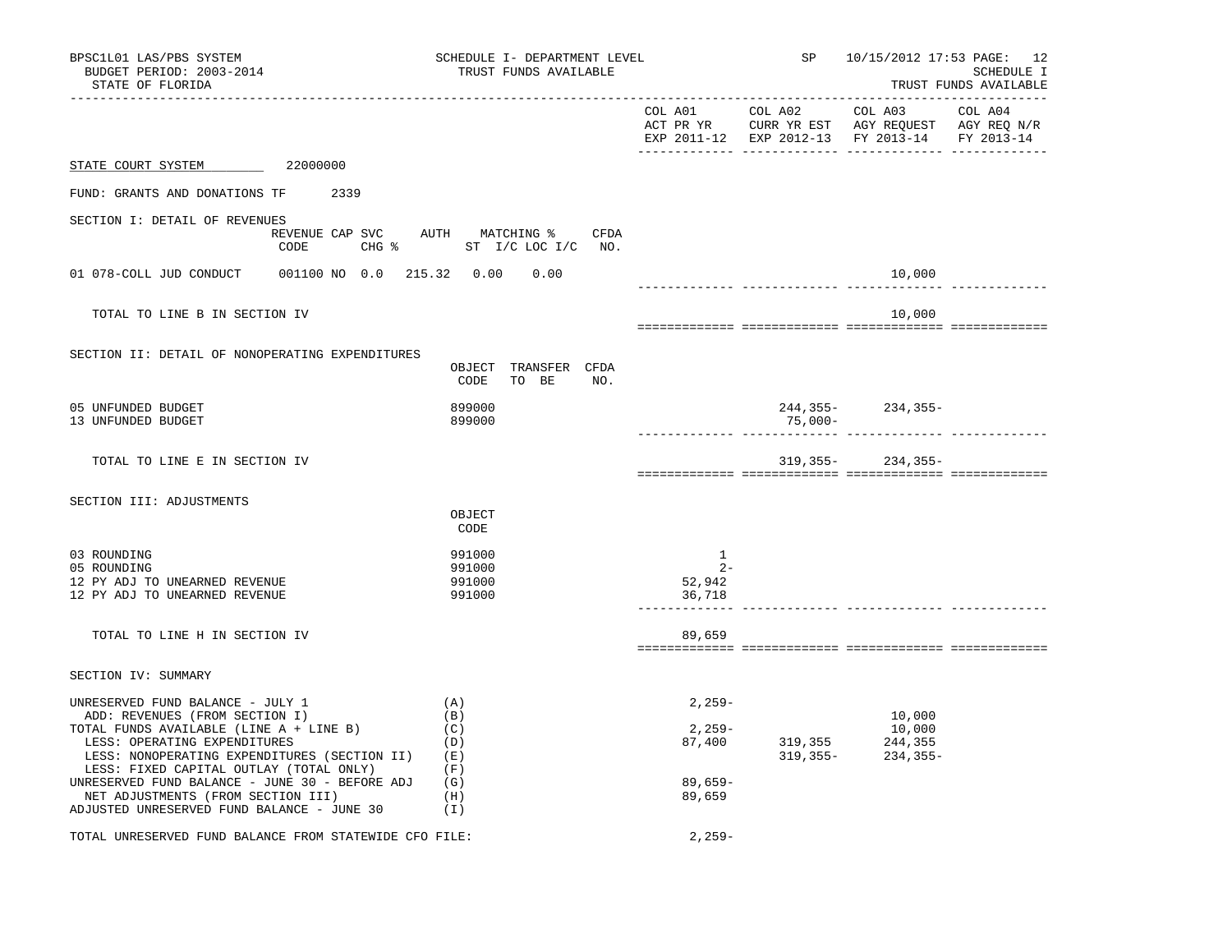BPSC1L01 LAS/PBS SYSTEM
BUDGET PERIOD: 2003-2014
STATE OF FLORIDA

SCHEDULE I- DEPARTMENT LEVEL
TRUST FUNDS AVAILABLE

SP 10/15/2012 17:53 PAGE: 12
SCHEDULE I
TRUST FUNDS AVAILABLE

| | COL A01 ACT PR YR EXP 2011-12 | COL A02 CURR YR EST EXP 2012-13 | COL A03 AGY REQUEST FY 2013-14 | COL A04 AGY REQ N/R FY 2013-14 |
|---|---|---|---|---|

STATE COURT SYSTEM 22000000

FUND: GRANTS AND DONATIONS TF 2339

SECTION I: DETAIL OF REVENUES

| | REVENUE CODE | CAP SVC CHG % | AUTH ST | MATCHING % I/C | LOC I/C | CFDA NO. | COL A01 | COL A02 | COL A03 | COL A04 |
|---|---|---|---|---|---|---|---|---|---|---|
| 01 078-COLL JUD CONDUCT | 001100 | NO 0.0 | 215.32 | 0.00 | 0.00 | | | | 10,000 | |
| TOTAL TO LINE B IN SECTION IV | | | | | | | | | 10,000 | |

SECTION II: DETAIL OF NONOPERATING EXPENDITURES

| | OBJECT CODE | TRANSFER TO BE | CFDA NO. | COL A01 | COL A02 | COL A03 | COL A04 |
|---|---|---|---|---|---|---|---|
| 05 UNFUNDED BUDGET | 899000 | | | | 244,355- | 234,355- | |
| 13 UNFUNDED BUDGET | 899000 | | | | 75,000- | | |
| TOTAL TO LINE E IN SECTION IV | | | | | 319,355- | 234,355- | |

SECTION III: ADJUSTMENTS

| | OBJECT CODE | COL A01 | COL A02 | COL A03 | COL A04 |
|---|---|---|---|---|---|
| 03 ROUNDING | 991000 | 1 | | | |
| 05 ROUNDING | 991000 | 2- | | | |
| 12 PY ADJ TO UNEARNED REVENUE | 991000 | 52,942 | | | |
| 12 PY ADJ TO UNEARNED REVENUE | 991000 | 36,718 | | | |
| TOTAL TO LINE H IN SECTION IV | | 89,659 | | | |

SECTION IV: SUMMARY

| | | COL A01 | COL A02 | COL A03 | COL A04 |
|---|---|---|---|---|---|
| UNRESERVED FUND BALANCE - JULY 1 | (A) | 2,259- | | | |
| ADD: REVENUES (FROM SECTION I) | (B) | | | 10,000 | |
| TOTAL FUNDS AVAILABLE (LINE A + LINE B) | (C) | 2,259- | | 10,000 | |
| LESS: OPERATING EXPENDITURES | (D) | 87,400 | 319,355 | 244,355 | |
| LESS: NONOPERATING EXPENDITURES (SECTION II) | (E) | | 319,355- | 234,355- | |
| LESS: FIXED CAPITAL OUTLAY (TOTAL ONLY) | (F) | | | | |
| UNRESERVED FUND BALANCE - JUNE 30 - BEFORE ADJ | (G) | 89,659- | | | |
| NET ADJUSTMENTS (FROM SECTION III) | (H) | 89,659 | | | |
| ADJUSTED UNRESERVED FUND BALANCE - JUNE 30 | (I) | | | | |

TOTAL UNRESERVED FUND BALANCE FROM STATEWIDE CFO FILE: 2,259-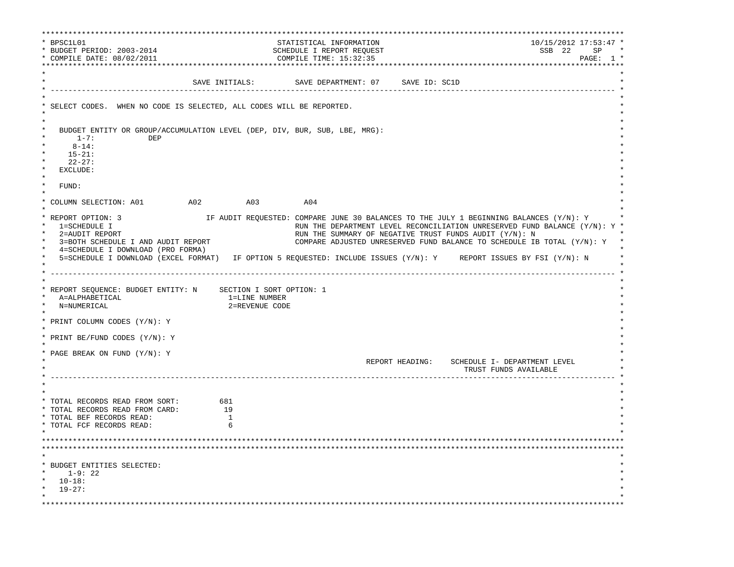```
**********************************************************************************************************************************
* BPSC1L01                                         STATISTICAL INFORMATION                                      10/15/2012 17:53:47 *
* BUDGET PERIOD: 2003-2014                        SCHEDULE I REPORT REQUEST                                       SSB  22     SP    *
* COMPILE DATE: 08/02/2011                         COMPILE TIME: 15:32:35                                                   PAGE:  1 *
**********************************************************************************************************************************
*                                                                                                                                *
*                                  SAVE INITIALS:         SAVE DEPARTMENT: 07     SAVE ID: SC1D                                   *
* ------------------------------------------------------------------------------------------------------------------------------ *
*                                                                                                                                *
* SELECT CODES.  WHEN NO CODE IS SELECTED, ALL CODES WILL BE REPORTED.                                                           *
*                                                                                                                                *
*                                                                                                                                *
*   BUDGET ENTITY OR GROUP/ACCUMULATION LEVEL (DEP, DIV, BUR, SUB, LBE, MRG):                                                    *
*       1-7:            DEP                                                                                                      *
*      8-14:                                                                                                                     *
*     15-21:                                                                                                                     *
*     22-27:                                                                                                                     *
*   EXCLUDE:                                                                                                                     *
*                                                                                                                                *
*   FUND:                                                                                                                        *
*                                                                                                                                *
* COLUMN SELECTION: A01          A02          A03          A04                                                                   *
*                                                                                                                                *
* REPORT OPTION: 3                  IF AUDIT REQUESTED: COMPARE JUNE 30 BALANCES TO THE JULY 1 BEGINNING BALANCES (Y/N): Y       *
*   1=SCHEDULE I                                        RUN THE DEPARTMENT LEVEL RECONCILIATION UNRESERVED FUND BALANCE (Y/N): Y *
*   2=AUDIT REPORT                                      RUN THE SUMMARY OF NEGATIVE TRUST FUNDS AUDIT (Y/N): N                    *
*   3=BOTH SCHEDULE I AND AUDIT REPORT                  COMPARE ADJUSTED UNRESERVED FUND BALANCE TO SCHEDULE IB TOTAL (Y/N): Y   *
*   4=SCHEDULE I DOWNLOAD (PRO FORMA)                                                                                            *
*   5=SCHEDULE I DOWNLOAD (EXCEL FORMAT)   IF OPTION 5 REQUESTED: INCLUDE ISSUES (Y/N): Y     REPORT ISSUES BY FSI (Y/N): N       *
*                                                                                                                                *
* ------------------------------------------------------------------------------------------------------------------------------ *
*                                                                                                                                *
* REPORT SEQUENCE: BUDGET ENTITY: N     SECTION I SORT OPTION: 1                                                                 *
*   A=ALPHABETICAL                        1=LINE NUMBER                                                                          *
*   N=NUMERICAL                           2=REVENUE CODE                                                                         *
*                                                                                                                                *
* PRINT COLUMN CODES (Y/N): Y                                                                                                    *
*                                                                                                                                *
* PRINT BE/FUND CODES (Y/N): Y                                                                                                   *
*                                                                                                                                *
* PAGE BREAK ON FUND (Y/N): Y                                                                                                    *
*                                                                       REPORT HEADING:    SCHEDULE I- DEPARTMENT LEVEL          *
*                                                                                             TRUST FUNDS AVAILABLE              *
* ------------------------------------------------------------------------------------------------------------------------------ *
*                                                                                                                                *
*                                                                                                                                *
* TOTAL RECORDS READ FROM SORT:         681                                                                                      *
* TOTAL RECORDS READ FROM CARD:          19                                                                                      *
* TOTAL BEF RECORDS READ:                 1                                                                                      *
* TOTAL FCF RECORDS READ:                 6                                                                                      *
*                                                                                                                                *
**********************************************************************************************************************************
**********************************************************************************************************************************
*                                                                                                                                *
* BUDGET ENTITIES SELECTED:                                                                                                      *
*     1-9: 22                                                                                                                    *
*   10-18:                                                                                                                       *
*   19-27:                                                                                                                       *
*                                                                                                                                *
**********************************************************************************************************************************
```